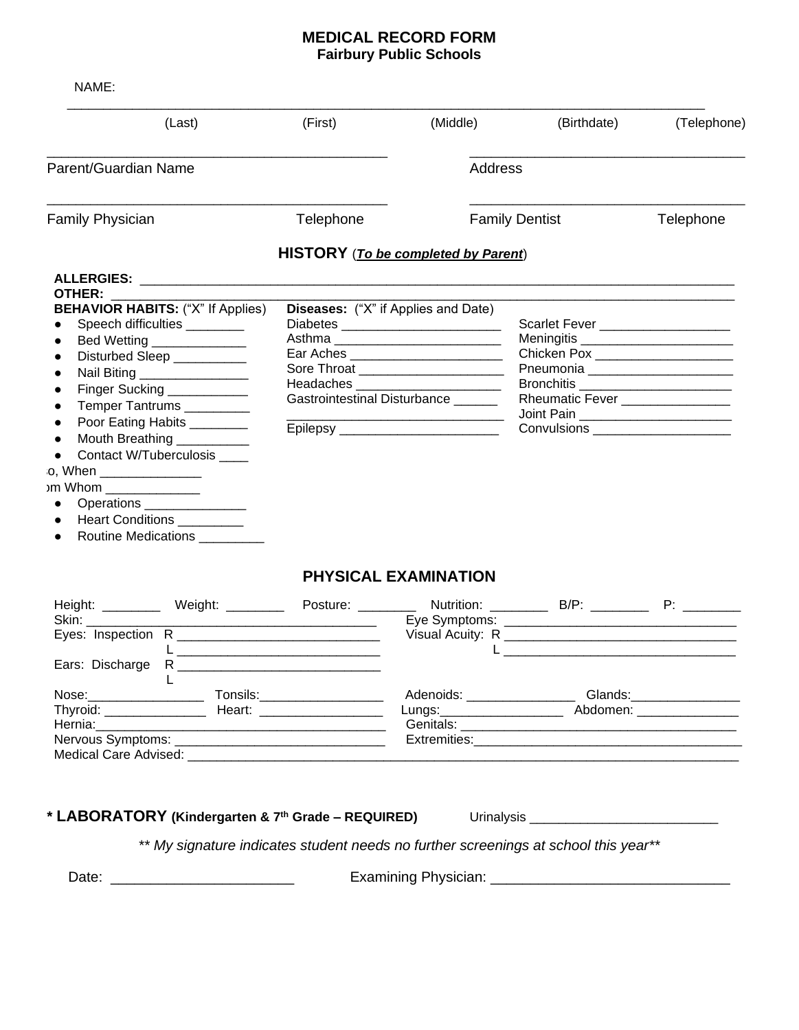# MEDICAL RECORD FORM
## Fairbury Public Schools

NAME: ______________________________________________________________________________

(Last) (First) (Middle) (Birthdate) (Telephone)

_____________________________________________ _____________________________________

Parent/Guardian Name Address

_____________________________________________ _____________________________________

Family Physician Telephone Family Dentist Telephone

## HISTORY (***To be completed by Parent***)

**ALLERGIES:** ______________________________________________________________________

**OTHER:** __________________________________________________________________________

**BEHAVIOR HABITS:** ("X" If Applies)

- Speech difficulties ________
- Bed Wetting _____________
- Disturbed Sleep __________
- Nail Biting _______________
- Finger Sucking ___________
- Temper Tantrums _________
- Poor Eating Habits ________
- Mouth Breathing __________
- Contact W/Tuberculosis ____

o, When ______________

om Whom _____________

- Operations ______________
- Heart Conditions _________
- Routine Medications _________

**Diseases:** ("X" if Applies and Date)

Diabetes ______________________

Asthma _______________________

Ear Aches _____________________

Sore Throat ____________________

Headaches ____________________

Gastrointestinal Disturbance ______

_______________________________

Epilepsy ______________________

Scarlet Fever __________________

Meningitis _____________________

Chicken Pox ___________________

Pneumonia ____________________

Bronchitis _____________________

Rheumatic Fever _______________

Joint Pain _____________________

Convulsions ___________________

## PHYSICAL EXAMINATION

Height: ________ Weight: ________ Posture: ________ Nutrition: ________ B/P: ________ P: ________

Skin: ________________________________________ Eye Symptoms: ________________________________

Eyes: Inspection R ____________________________ Visual Acuity: R ________________________________

L ____________________________ L ________________________________

Ears: Discharge R ____________________________

L

Nose:________________ Tonsils:_________________ Adenoids: _______________ Glands:_______________

Thyroid: ______________ Heart: _________________ Lungs:_________________ Abdomen: ______________

Hernia:__________________________________________ Genitals: ______________________________________

Nervous Symptoms: _____________________________ Extremities:_____________________________________

Medical Care Advised: ______________________________________________________________________________

**\* LABORATORY (Kindergarten & 7th Grade – REQUIRED)** Urinalysis _________________________

*\*\* My signature indicates student needs no further screenings at school this year\*\**

Date: _______________________ Examining Physician: ______________________________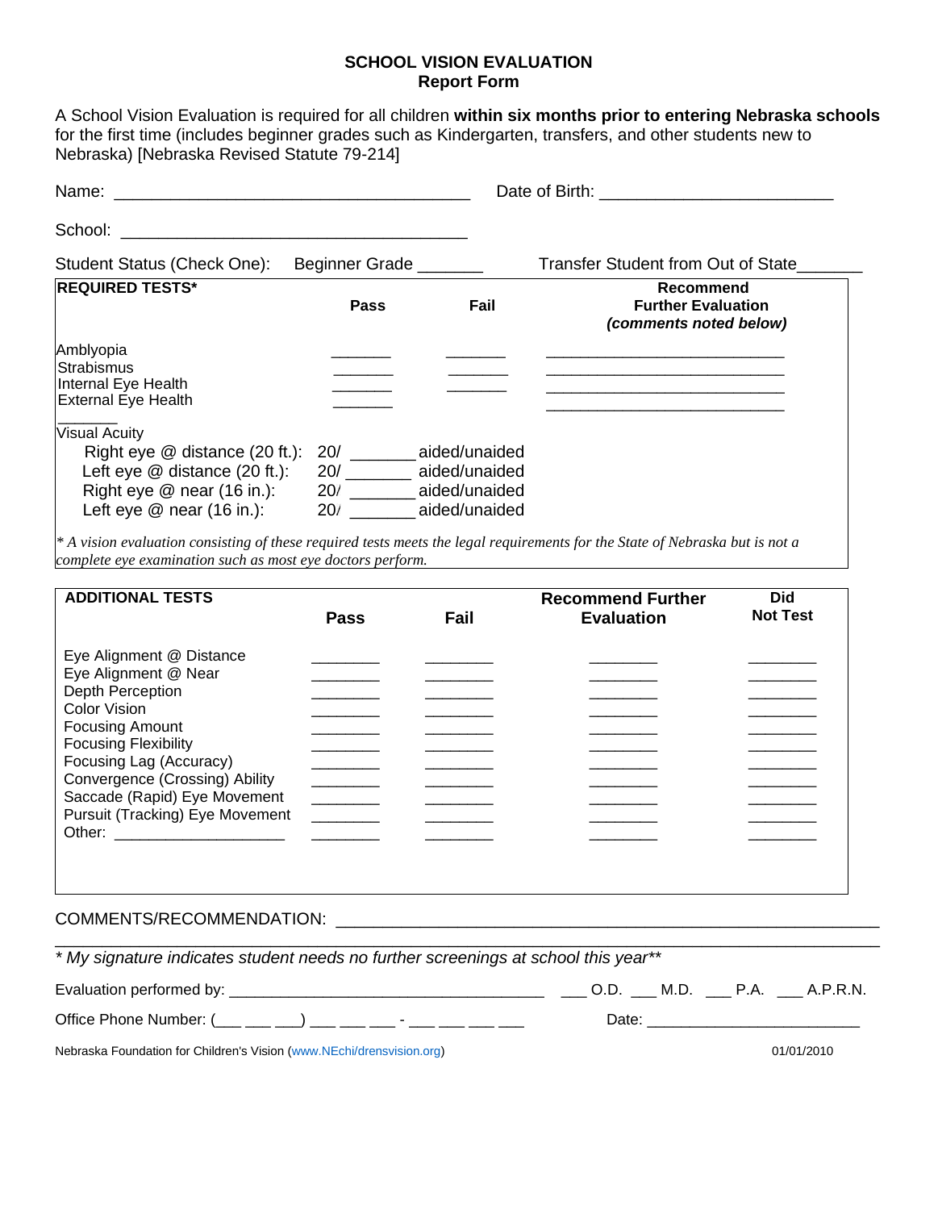# SCHOOL VISION EVALUATION
## Report Form

A School Vision Evaluation is required for all children **within six months prior to entering Nebraska schools** for the first time (includes beginner grades such as Kindergarten, transfers, and other students new to Nebraska) [Nebraska Revised Statute 79-214]

Name: ______________________________________ Date of Birth: ________________________

School: _____________________________________

Student Status (Check One): Beginner Grade _______ Transfer Student from Out of State_______

| **REQUIRED TESTS*** | **Pass** | **Fail** | **Recommend Further Evaluation** *(comments noted below)* |
|---|---|---|---|
| Amblyopia | _______ | _______ | ___________________________ |
| Strabismus | _______ | _______ | ___________________________ |
| Internal Eye Health | _______ | _______ | ___________________________ |
| External Eye Health | _______ | | ___________________________ |

_______
Visual Acuity

Right eye @ distance (20 ft.): 20/ _______ aided/unaided
Left eye @ distance (20 ft.): 20/ _______ aided/unaided
Right eye @ near (16 in.): 20/ _______ aided/unaided
Left eye @ near (16 in.): 20/ _______ aided/unaided

** A vision evaluation consisting of these required tests meets the legal requirements for the State of Nebraska but is not a complete eye examination such as most eye doctors perform.*

| **ADDITIONAL TESTS** | **Pass** | **Fail** | **Recommend Further Evaluation** | **Did Not Test** |
|---|---|---|---|---|
| Eye Alignment @ Distance | ________ | ________ | ________ | ________ |
| Eye Alignment @ Near | ________ | ________ | ________ | ________ |
| Depth Perception | ________ | ________ | ________ | ________ |
| Color Vision | ________ | ________ | ________ | ________ |
| Focusing Amount | ________ | ________ | ________ | ________ |
| Focusing Flexibility | ________ | ________ | ________ | ________ |
| Focusing Lag (Accuracy) | ________ | ________ | ________ | ________ |
| Convergence (Crossing) Ability | ________ | ________ | ________ | ________ |
| Saccade (Rapid) Eye Movement | ________ | ________ | ________ | ________ |
| Pursuit (Tracking) Eye Movement | ________ | ________ | ________ | ________ |
| Other: ____________________ | ________ | ________ | ________ | ________ |

COMMENTS/RECOMMENDATION: ________________________________________________________________

_____________________________________________________________________________________

** My signature indicates student needs no further screenings at school this year***

Evaluation performed by: ____________________________________ ___ O.D. ___ M.D. ___ P.A. ___ A.P.R.N.

Office Phone Number: (___ ___ ___) ___ ___ ___ - ___ ___ ___ ___ Date: ________________________

Nebraska Foundation for Children's Vision (www.NEchi/drensvision.org) 01/01/2010